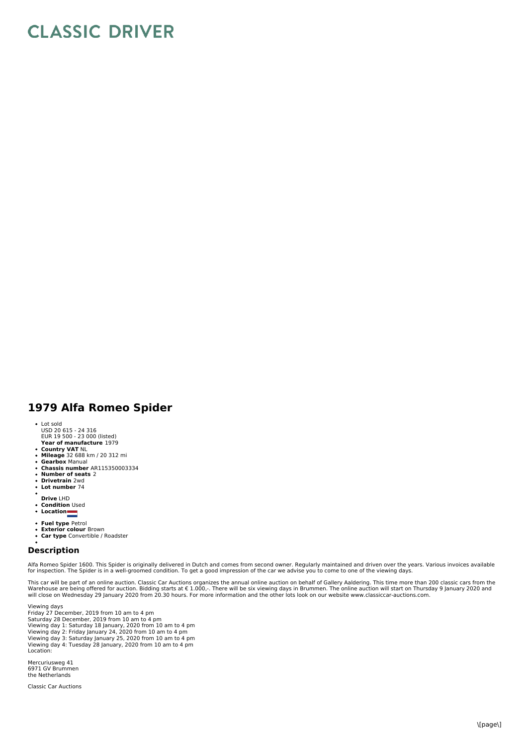# CLASSIC DRIVER

## 1979 Alfa Romeo Spider

- Lot sold  
  USD 20 615 - 24 316  
  EUR 19 500 - 23 000 (listed)  
  **Year of manufacture** 1979
- **Country VAT** NL
- **Mileage** 32 688 km / 20 312 mi
- **Gearbox** Manual
- **Chassis number** AR115350003334
- **Number of seats** 2
- **Drivetrain** 2wd
- **Lot number** 74
- **Drive** LHD
- **Condition** Used
- **Location**
- **Fuel type** Petrol
- **Exterior colour** Brown
- **Car type** Convertible / Roadster

### Description

Alfa Romeo Spider 1600. This Spider is originally delivered in Dutch and comes from second owner. Regularly maintained and driven over the years. Various invoices available for inspection. The Spider is in a well-groomed condition. To get a good impression of the car we advise you to come to one of the viewing days.

This car will be part of an online auction. Classic Car Auctions organizes the annual online auction on behalf of Gallery Aaldering. This time more than 200 classic cars from the Warehouse are being offered for auction. Bidding starts at € 1.000,-. There will be six viewing days in Brummen. The online auction will start on Thursday 9 January 2020 and will close on Wednesday 29 January 2020 from 20.30 hours. For more information and the other lots look on our website www.classiccar-auctions.com.

Viewing days  
Friday 27 December, 2019 from 10 am to 4 pm  
Saturday 28 December, 2019 from 10 am to 4 pm  
Viewing day 1: Saturday 18 January, 2020 from 10 am to 4 pm  
Viewing day 2: Friday January 24, 2020 from 10 am to 4 pm  
Viewing day 3: Saturday January 25, 2020 from 10 am to 4 pm  
Viewing day 4: Tuesday 28 January, 2020 from 10 am to 4 pm  
Location:

Mercuriusweg 41  
6971 GV Brummen  
the Netherlands

Classic Car Auctions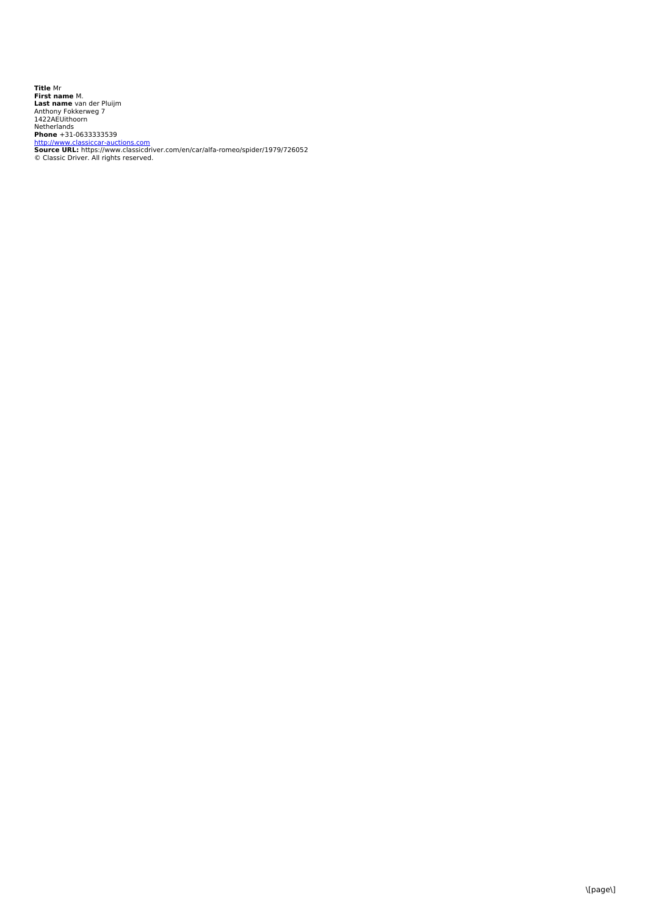**Title** Mr
**First name** M.
**Last name** van der Pluijm
Anthony Fokkerweg 7
1422AEUithoorn
Netherlands
**Phone** +31-0633333539
[http://www.classiccar-auctions.com](http://www.classiccar-auctions.com)
**Source URL:** https://www.classicdriver.com/en/car/alfa-romeo/spider/1979/726052
© Classic Driver. All rights reserved.